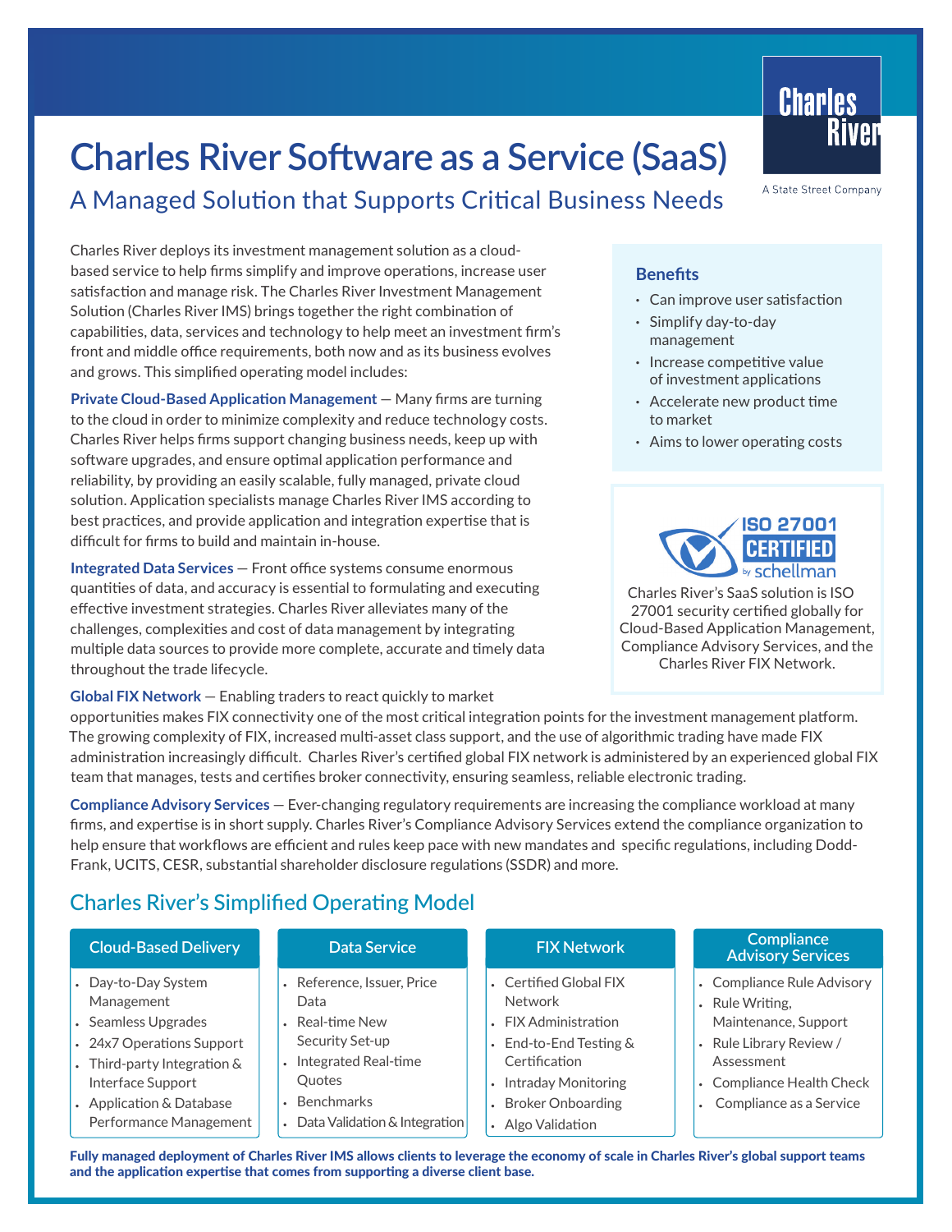# Charles River Software as a Service (SaaS)

## A Managed Solution that Supports Critical Business Needs

Charles River
A State Street Company

Charles River deploys its investment management solution as a cloud-based service to help firms simplify and improve operations, increase user satisfaction and manage risk. The Charles River Investment Management Solution (Charles River IMS) brings together the right combination of capabilities, data, services and technology to help meet an investment firm's front and middle office requirements, both now and as its business evolves and grows. This simplified operating model includes:

**Private Cloud-Based Application Management** — Many firms are turning to the cloud in order to minimize complexity and reduce technology costs. Charles River helps firms support changing business needs, keep up with software upgrades, and ensure optimal application performance and reliability, by providing an easily scalable, fully managed, private cloud solution. Application specialists manage Charles River IMS according to best practices, and provide application and integration expertise that is difficult for firms to build and maintain in-house.

**Integrated Data Services** — Front office systems consume enormous quantities of data, and accuracy is essential to formulating and executing effective investment strategies. Charles River alleviates many of the challenges, complexities and cost of data management by integrating multiple data sources to provide more complete, accurate and timely data throughout the trade lifecycle.

**Global FIX Network** — Enabling traders to react quickly to market opportunities makes FIX connectivity one of the most critical integration points for the investment management platform. The growing complexity of FIX, increased multi-asset class support, and the use of algorithmic trading have made FIX administration increasingly difficult. Charles River's certified global FIX network is administered by an experienced global FIX team that manages, tests and certifies broker connectivity, ensuring seamless, reliable electronic trading.

**Compliance Advisory Services** — Ever-changing regulatory requirements are increasing the compliance workload at many firms, and expertise is in short supply. Charles River's Compliance Advisory Services extend the compliance organization to help ensure that workflows are efficient and rules keep pace with new mandates and specific regulations, including Dodd-Frank, UCITS, CESR, substantial shareholder disclosure regulations (SSDR) and more.

### Benefits

- Can improve user satisfaction
- Simplify day-to-day management
- Increase competitive value of investment applications
- Accelerate new product time to market
- Aims to lower operating costs

ISO 27001 CERTIFIED by schellman

Charles River's SaaS solution is ISO 27001 security certified globally for Cloud-Based Application Management, Compliance Advisory Services, and the Charles River FIX Network.

## Charles River's Simplified Operating Model

**Cloud-Based Delivery**

- Day-to-Day System Management
- Seamless Upgrades
- 24x7 Operations Support
- Third-party Integration & Interface Support
- Application & Database Performance Management

**Data Service**

- Reference, Issuer, Price Data
- Real-time New Security Set-up
- Integrated Real-time Quotes
- Benchmarks
- Data Validation & Integration

**FIX Network**

- Certified Global FIX Network
- FIX Administration
- End-to-End Testing & Certification
- Intraday Monitoring
- Broker Onboarding
- Algo Validation

**Compliance Advisory Services**

- Compliance Rule Advisory
- Rule Writing, Maintenance, Support
- Rule Library Review / Assessment
- Compliance Health Check
- Compliance as a Service

**Fully managed deployment of Charles River IMS allows clients to leverage the economy of scale in Charles River's global support teams and the application expertise that comes from supporting a diverse client base.**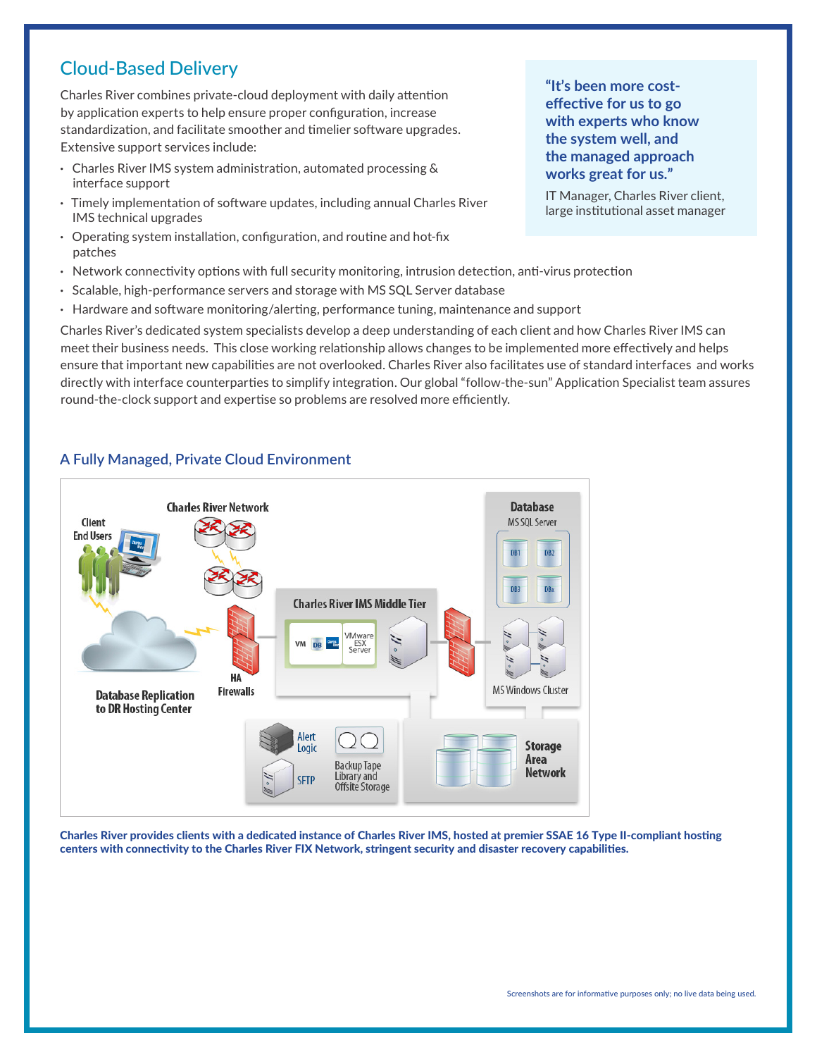## Cloud-Based Delivery

Charles River combines private-cloud deployment with daily attention by application experts to help ensure proper configuration, increase standardization, and facilitate smoother and timelier software upgrades. Extensive support services include:

- Charles River IMS system administration, automated processing & interface support
- Timely implementation of software updates, including annual Charles River IMS technical upgrades
- Operating system installation, configuration, and routine and hot-fix patches
- Network connectivity options with full security monitoring, intrusion detection, anti-virus protection
- Scalable, high-performance servers and storage with MS SQL Server database
- Hardware and software monitoring/alerting, performance tuning, maintenance and support

> **"It's been more cost-effective for us to go with experts who know the system well, and the managed approach works great for us."**
>
> IT Manager, Charles River client, large institutional asset manager

Charles River's dedicated system specialists develop a deep understanding of each client and how Charles River IMS can meet their business needs. This close working relationship allows changes to be implemented more effectively and helps ensure that important new capabilities are not overlooked. Charles River also facilitates use of standard interfaces and works directly with interface counterparties to simplify integration. Our global "follow-the-sun" Application Specialist team assures round-the-clock support and expertise so problems are resolved more efficiently.

### A Fully Managed, Private Cloud Environment

Client End Users | Charles River Network | Database Replication to DR Hosting Center | HA Firewalls | Charles River IMS Middle Tier | VM | DB | VMware ESX Server | Database | MS SQL Server | DB1 | DB2 | DB3 | DBx | MS Windows Cluster | Alert Logic | SFTP | Backup Tape Library and Offsite Storage | Storage Area Network

**Charles River provides clients with a dedicated instance of Charles River IMS, hosted at premier SSAE 16 Type II-compliant hosting centers with connectivity to the Charles River FIX Network, stringent security and disaster recovery capabilities.**

Screenshots are for informative purposes only; no live data being used.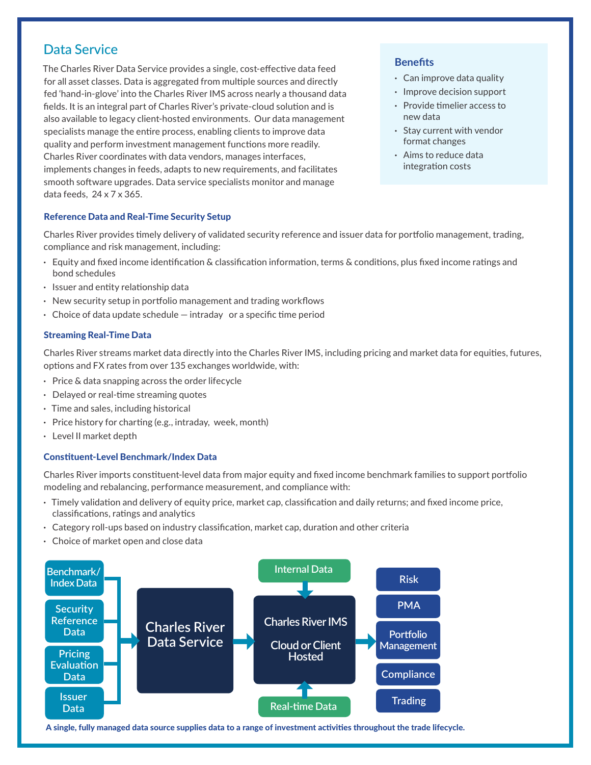## Data Service

The Charles River Data Service provides a single, cost-effective data feed for all asset classes. Data is aggregated from multiple sources and directly fed 'hand-in-glove' into the Charles River IMS across nearly a thousand data fields. It is an integral part of Charles River's private-cloud solution and is also available to legacy client-hosted environments. Our data management specialists manage the entire process, enabling clients to improve data quality and perform investment management functions more readily. Charles River coordinates with data vendors, manages interfaces, implements changes in feeds, adapts to new requirements, and facilitates smooth software upgrades. Data service specialists monitor and manage data feeds, 24 x 7 x 365.

### Benefits

- Can improve data quality
- Improve decision support
- Provide timelier access to new data
- Stay current with vendor format changes
- Aims to reduce data integration costs

### Reference Data and Real-Time Security Setup

Charles River provides timely delivery of validated security reference and issuer data for portfolio management, trading, compliance and risk management, including:

- Equity and fixed income identification & classification information, terms & conditions, plus fixed income ratings and bond schedules
- Issuer and entity relationship data
- New security setup in portfolio management and trading workflows
- Choice of data update schedule — intraday or a specific time period

### Streaming Real-Time Data

Charles River streams market data directly into the Charles River IMS, including pricing and market data for equities, futures, options and FX rates from over 135 exchanges worldwide, with:

- Price & data snapping across the order lifecycle
- Delayed or real-time streaming quotes
- Time and sales, including historical
- Price history for charting (e.g., intraday, week, month)
- Level II market depth

### Constituent-Level Benchmark/Index Data

Charles River imports constituent-level data from major equity and fixed income benchmark families to support portfolio modeling and rebalancing, performance measurement, and compliance with:

- Timely validation and delivery of equity price, market cap, classification and daily returns; and fixed income price, classifications, ratings and analytics
- Category roll-ups based on industry classification, market cap, duration and other criteria
- Choice of market open and close data

Benchmark/Index Data | Security Reference Data | Pricing Evaluation Data | Issuer Data → Charles River Data Service → Charles River IMS (Cloud or Client Hosted) ← Internal Data, Real-time Data → Risk | PMA | Portfolio Management | Compliance | Trading

**A single, fully managed data source supplies data to a range of investment activities throughout the trade lifecycle.**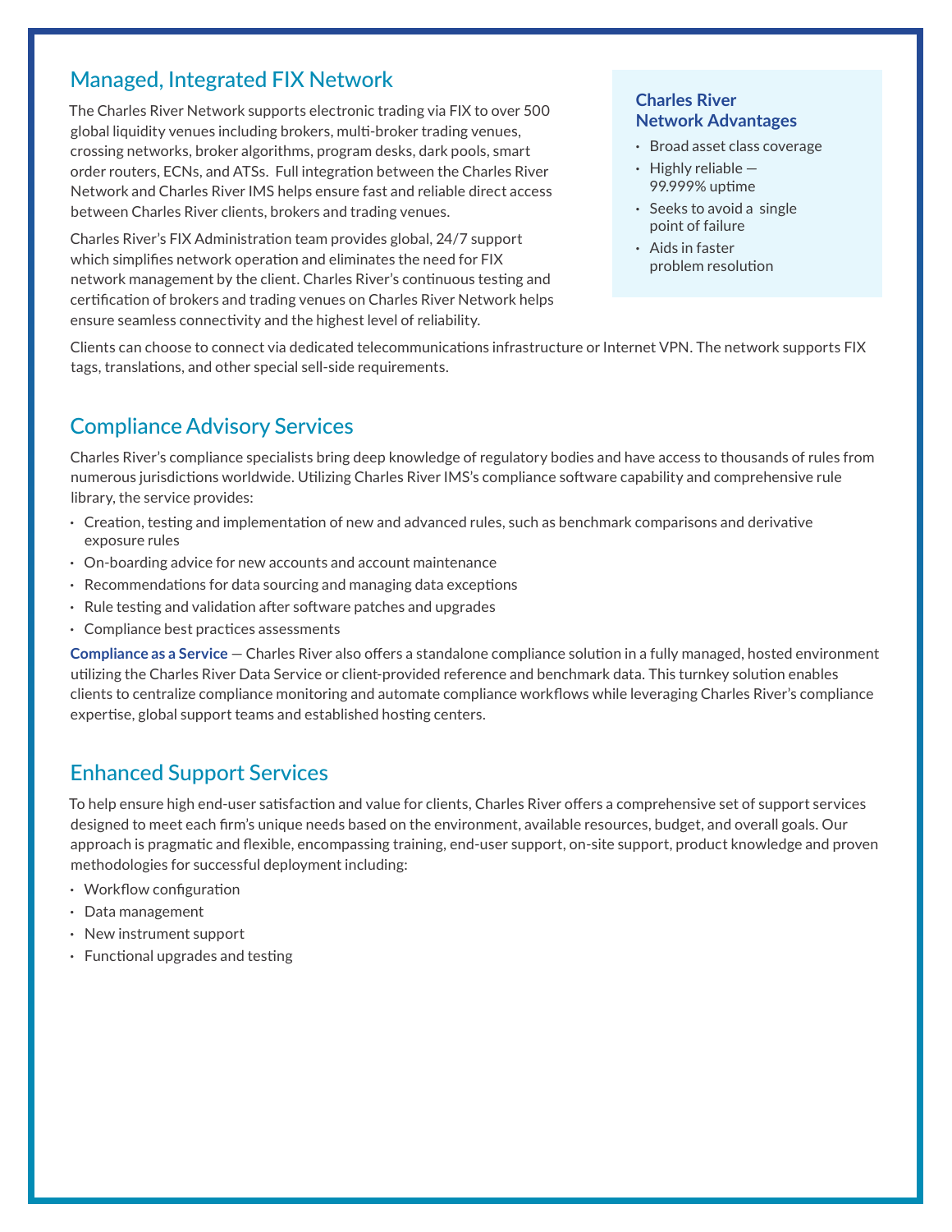## Managed, Integrated FIX Network

The Charles River Network supports electronic trading via FIX to over 500 global liquidity venues including brokers, multi-broker trading venues, crossing networks, broker algorithms, program desks, dark pools, smart order routers, ECNs, and ATSs. Full integration between the Charles River Network and Charles River IMS helps ensure fast and reliable direct access between Charles River clients, brokers and trading venues.

Charles River's FIX Administration team provides global, 24/7 support which simplifies network operation and eliminates the need for FIX network management by the client. Charles River's continuous testing and certification of brokers and trading venues on Charles River Network helps ensure seamless connectivity and the highest level of reliability.

### Charles River Network Advantages

- Broad asset class coverage
- Highly reliable — 99.999% uptime
- Seeks to avoid a single point of failure
- Aids in faster problem resolution

Clients can choose to connect via dedicated telecommunications infrastructure or Internet VPN. The network supports FIX tags, translations, and other special sell-side requirements.

## Compliance Advisory Services

Charles River's compliance specialists bring deep knowledge of regulatory bodies and have access to thousands of rules from numerous jurisdictions worldwide. Utilizing Charles River IMS's compliance software capability and comprehensive rule library, the service provides:

- Creation, testing and implementation of new and advanced rules, such as benchmark comparisons and derivative exposure rules
- On-boarding advice for new accounts and account maintenance
- Recommendations for data sourcing and managing data exceptions
- Rule testing and validation after software patches and upgrades
- Compliance best practices assessments

**Compliance as a Service** — Charles River also offers a standalone compliance solution in a fully managed, hosted environment utilizing the Charles River Data Service or client-provided reference and benchmark data. This turnkey solution enables clients to centralize compliance monitoring and automate compliance workflows while leveraging Charles River's compliance expertise, global support teams and established hosting centers.

## Enhanced Support Services

To help ensure high end-user satisfaction and value for clients, Charles River offers a comprehensive set of support services designed to meet each firm's unique needs based on the environment, available resources, budget, and overall goals. Our approach is pragmatic and flexible, encompassing training, end-user support, on-site support, product knowledge and proven methodologies for successful deployment including:

- Workflow configuration
- Data management
- New instrument support
- Functional upgrades and testing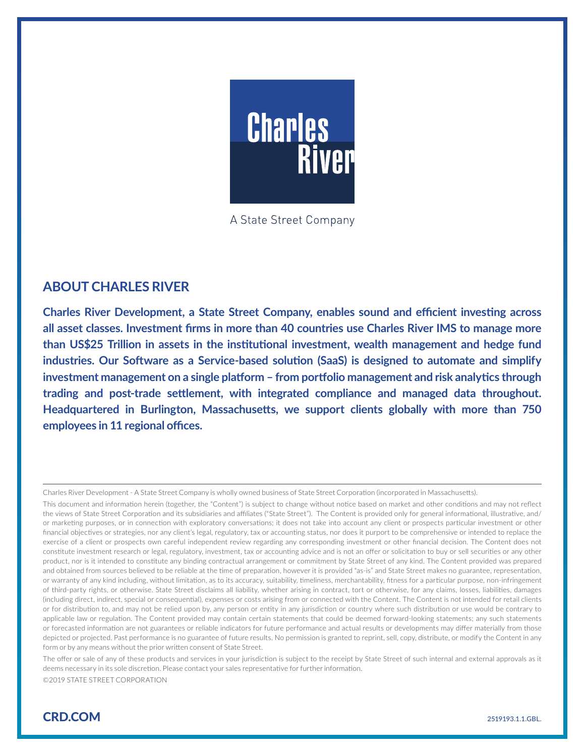Charles River

A State Street Company

## ABOUT CHARLES RIVER

**Charles River Development, a State Street Company, enables sound and efficient investing across all asset classes. Investment firms in more than 40 countries use Charles River IMS to manage more than US$25 Trillion in assets in the institutional investment, wealth management and hedge fund industries. Our Software as a Service-based solution (SaaS) is designed to automate and simplify investment management on a single platform – from portfolio management and risk analytics through trading and post-trade settlement, with integrated compliance and managed data throughout. Headquartered in Burlington, Massachusetts, we support clients globally with more than 750 employees in 11 regional offices.**

---

Charles River Development - A State Street Company is wholly owned business of State Street Corporation (incorporated in Massachusetts).

This document and information herein (together, the "Content") is subject to change without notice based on market and other conditions and may not reflect the views of State Street Corporation and its subsidiaries and affiliates ("State Street"). The Content is provided only for general informational, illustrative, and/or marketing purposes, or in connection with exploratory conversations; it does not take into account any client or prospects particular investment or other financial objectives or strategies, nor any client's legal, regulatory, tax or accounting status, nor does it purport to be comprehensive or intended to replace the exercise of a client or prospects own careful independent review regarding any corresponding investment or other financial decision. The Content does not constitute investment research or legal, regulatory, investment, tax or accounting advice and is not an offer or solicitation to buy or sell securities or any other product, nor is it intended to constitute any binding contractual arrangement or commitment by State Street of any kind. The Content provided was prepared and obtained from sources believed to be reliable at the time of preparation, however it is provided "as-is" and State Street makes no guarantee, representation, or warranty of any kind including, without limitation, as to its accuracy, suitability, timeliness, merchantability, fitness for a particular purpose, non-infringement of third-party rights, or otherwise. State Street disclaims all liability, whether arising in contract, tort or otherwise, for any claims, losses, liabilities, damages (including direct, indirect, special or consequential), expenses or costs arising from or connected with the Content. The Content is not intended for retail clients or for distribution to, and may not be relied upon by, any person or entity in any jurisdiction or country where such distribution or use would be contrary to applicable law or regulation. The Content provided may contain certain statements that could be deemed forward-looking statements; any such statements or forecasted information are not guarantees or reliable indicators for future performance and actual results or developments may differ materially from those depicted or projected. Past performance is no guarantee of future results. No permission is granted to reprint, sell, copy, distribute, or modify the Content in any form or by any means without the prior written consent of State Street.

The offer or sale of any of these products and services in your jurisdiction is subject to the receipt by State Street of such internal and external approvals as it deems necessary in its sole discretion. Please contact your sales representative for further information.

©2019 STATE STREET CORPORATION

**CRD.COM**

2519193.1.1.GBL.